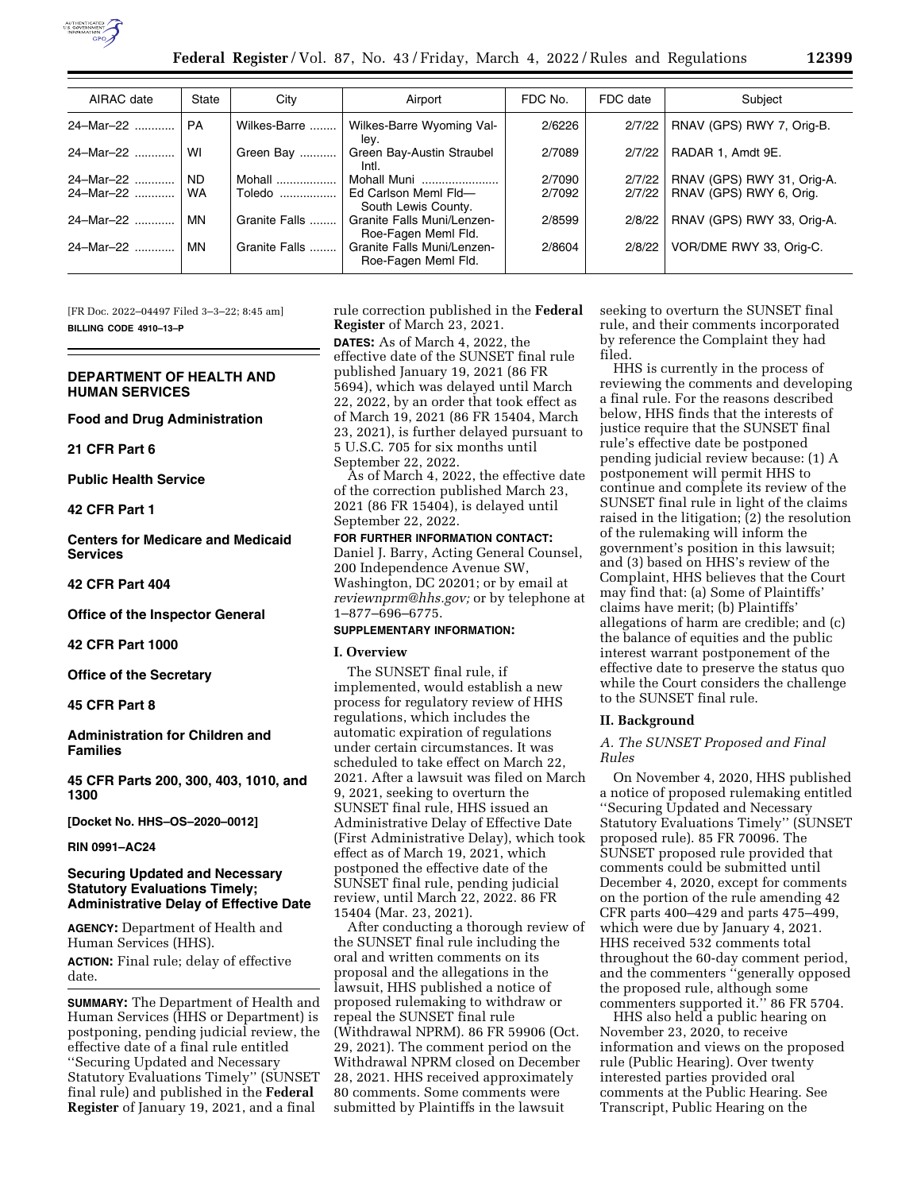| AIRAC date | State | City | Airport | FDC No. | FDC date | Subject |
|---|---|---|---|---|---|---|
| 24–Mar–22 | PA | Wilkes-Barre | Wilkes-Barre Wyoming Valley. | 2/6226 | 2/7/22 | RNAV (GPS) RWY 7, Orig-B. |
| 24–Mar–22 | WI | Green Bay | Green Bay-Austin Straubel Intl. | 2/7089 | 2/7/22 | RADAR 1, Amdt 9E. |
| 24–Mar–22 | ND | Mohall | Mohall Muni | 2/7090 | 2/7/22 | RNAV (GPS) RWY 31, Orig-A. |
| 24–Mar–22 | WA | Toledo | Ed Carlson Meml Fld—South Lewis County. | 2/7092 | 2/7/22 | RNAV (GPS) RWY 6, Orig. |
| 24–Mar–22 | MN | Granite Falls | Granite Falls Muni/Lenzen-Roe-Fagen Meml Fld. | 2/8599 | 2/8/22 | RNAV (GPS) RWY 33, Orig-A. |
| 24–Mar–22 | MN | Granite Falls | Granite Falls Muni/Lenzen-Roe-Fagen Meml Fld. | 2/8604 | 2/8/22 | VOR/DME RWY 33, Orig-C. |

[FR Doc. 2022–04497 Filed 3–3–22; 8:45 am]

**BILLING CODE 4910–13–P**

## DEPARTMENT OF HEALTH AND HUMAN SERVICES

### Food and Drug Administration

### 21 CFR Part 6

### Public Health Service

### 42 CFR Part 1

### Centers for Medicare and Medicaid Services

### 42 CFR Part 404

### Office of the Inspector General

### 42 CFR Part 1000

### Office of the Secretary

### 45 CFR Part 8

### Administration for Children and Families

### 45 CFR Parts 200, 300, 403, 1010, and 1300

**[Docket No. HHS–OS–2020–0012]**

**RIN 0991–AC24**

## Securing Updated and Necessary Statutory Evaluations Timely; Administrative Delay of Effective Date

**AGENCY:** Department of Health and Human Services (HHS).

**ACTION:** Final rule; delay of effective date.

**SUMMARY:** The Department of Health and Human Services (HHS or Department) is postponing, pending judicial review, the effective date of a final rule entitled ''Securing Updated and Necessary Statutory Evaluations Timely'' (SUNSET final rule) and published in the **Federal Register** of January 19, 2021, and a final rule correction published in the **Federal Register** of March 23, 2021.

**DATES:** As of March 4, 2022, the effective date of the SUNSET final rule published January 19, 2021 (86 FR 5694), which was delayed until March 22, 2022, by an order that took effect as of March 19, 2021 (86 FR 15404, March 23, 2021), is further delayed pursuant to 5 U.S.C. 705 for six months until September 22, 2022.

As of March 4, 2022, the effective date of the correction published March 23, 2021 (86 FR 15404), is delayed until September 22, 2022.

**FOR FURTHER INFORMATION CONTACT:** Daniel J. Barry, Acting General Counsel, 200 Independence Avenue SW, Washington, DC 20201; or by email at *reviewnprm@hhs.gov;* or by telephone at 1–877–696–6775.

**SUPPLEMENTARY INFORMATION:**

### I. Overview

The SUNSET final rule, if implemented, would establish a new process for regulatory review of HHS regulations, which includes the automatic expiration of regulations under certain circumstances. It was scheduled to take effect on March 22, 2021. After a lawsuit was filed on March 9, 2021, seeking to overturn the SUNSET final rule, HHS issued an Administrative Delay of Effective Date (First Administrative Delay), which took effect as of March 19, 2021, which postponed the effective date of the SUNSET final rule, pending judicial review, until March 22, 2022. 86 FR 15404 (Mar. 23, 2021).

After conducting a thorough review of the SUNSET final rule including the oral and written comments on its proposal and the allegations in the lawsuit, HHS published a notice of proposed rulemaking to withdraw or repeal the SUNSET final rule (Withdrawal NPRM). 86 FR 59906 (Oct. 29, 2021). The comment period on the Withdrawal NPRM closed on December 28, 2021. HHS received approximately 80 comments. Some comments were submitted by Plaintiffs in the lawsuit seeking to overturn the SUNSET final rule, and their comments incorporated by reference the Complaint they had filed.

HHS is currently in the process of reviewing the comments and developing a final rule. For the reasons described below, HHS finds that the interests of justice require that the SUNSET final rule's effective date be postponed pending judicial review because: (1) A postponement will permit HHS to continue and complete its review of the SUNSET final rule in light of the claims raised in the litigation; (2) the resolution of the rulemaking will inform the government's position in this lawsuit; and (3) based on HHS's review of the Complaint, HHS believes that the Court may find that: (a) Some of Plaintiffs' claims have merit; (b) Plaintiffs' allegations of harm are credible; and (c) the balance of equities and the public interest warrant postponement of the effective date to preserve the status quo while the Court considers the challenge to the SUNSET final rule.

### II. Background

#### A. The SUNSET Proposed and Final Rules

On November 4, 2020, HHS published a notice of proposed rulemaking entitled ''Securing Updated and Necessary Statutory Evaluations Timely'' (SUNSET proposed rule). 85 FR 70096. The SUNSET proposed rule provided that comments could be submitted until December 4, 2020, except for comments on the portion of the rule amending 42 CFR parts 400–429 and parts 475–499, which were due by January 4, 2021. HHS received 532 comments total throughout the 60-day comment period, and the commenters ''generally opposed the proposed rule, although some commenters supported it.'' 86 FR 5704.

HHS also held a public hearing on November 23, 2020, to receive information and views on the proposed rule (Public Hearing). Over twenty interested parties provided oral comments at the Public Hearing. See Transcript, Public Hearing on the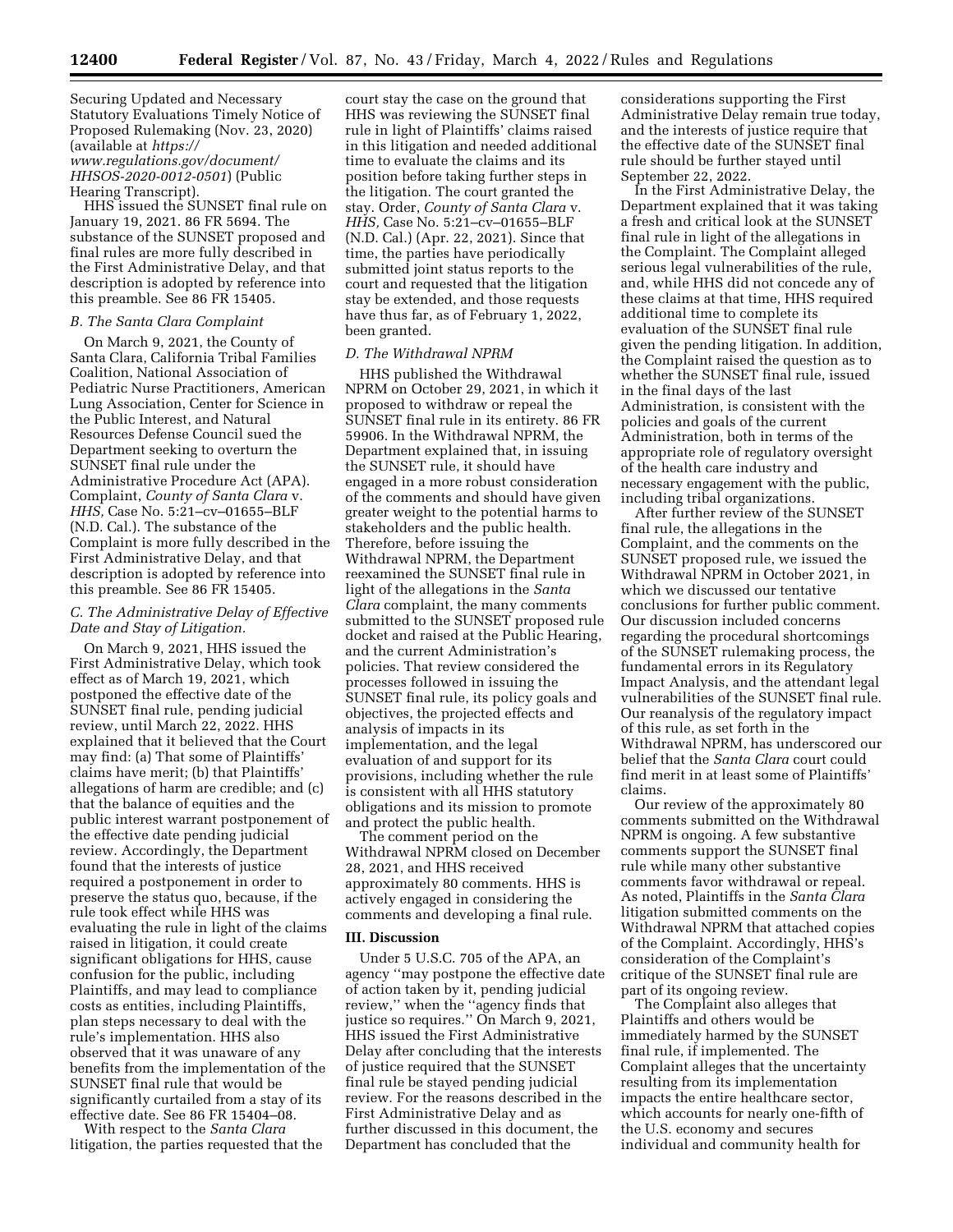Securing Updated and Necessary Statutory Evaluations Timely Notice of Proposed Rulemaking (Nov. 23, 2020) (available at *https://www.regulations.gov/document/HHSOS-2020-0012-0501*) (Public Hearing Transcript).

HHS issued the SUNSET final rule on January 19, 2021. 86 FR 5694. The substance of the SUNSET proposed and final rules are more fully described in the First Administrative Delay, and that description is adopted by reference into this preamble. See 86 FR 15405.

### *B. The Santa Clara Complaint*

On March 9, 2021, the County of Santa Clara, California Tribal Families Coalition, National Association of Pediatric Nurse Practitioners, American Lung Association, Center for Science in the Public Interest, and Natural Resources Defense Council sued the Department seeking to overturn the SUNSET final rule under the Administrative Procedure Act (APA). Complaint, *County of Santa Clara* v. *HHS,* Case No. 5:21–cv–01655–BLF (N.D. Cal.). The substance of the Complaint is more fully described in the First Administrative Delay, and that description is adopted by reference into this preamble. See 86 FR 15405.

### *C. The Administrative Delay of Effective Date and Stay of Litigation.*

On March 9, 2021, HHS issued the First Administrative Delay, which took effect as of March 19, 2021, which postponed the effective date of the SUNSET final rule, pending judicial review, until March 22, 2022. HHS explained that it believed that the Court may find: (a) That some of Plaintiffs' claims have merit; (b) that Plaintiffs' allegations of harm are credible; and (c) that the balance of equities and the public interest warrant postponement of the effective date pending judicial review. Accordingly, the Department found that the interests of justice required a postponement in order to preserve the status quo, because, if the rule took effect while HHS was evaluating the rule in light of the claims raised in litigation, it could create significant obligations for HHS, cause confusion for the public, including Plaintiffs, and may lead to compliance costs as entities, including Plaintiffs, plan steps necessary to deal with the rule's implementation. HHS also observed that it was unaware of any benefits from the implementation of the SUNSET final rule that would be significantly curtailed from a stay of its effective date. See 86 FR 15404–08.

With respect to the *Santa Clara* litigation, the parties requested that the court stay the case on the ground that HHS was reviewing the SUNSET final rule in light of Plaintiffs' claims raised in this litigation and needed additional time to evaluate the claims and its position before taking further steps in the litigation. The court granted the stay. Order, *County of Santa Clara* v. *HHS,* Case No. 5:21–cv–01655–BLF (N.D. Cal.) (Apr. 22, 2021). Since that time, the parties have periodically submitted joint status reports to the court and requested that the litigation stay be extended, and those requests have thus far, as of February 1, 2022, been granted.

### *D. The Withdrawal NPRM*

HHS published the Withdrawal NPRM on October 29, 2021, in which it proposed to withdraw or repeal the SUNSET final rule in its entirety. 86 FR 59906. In the Withdrawal NPRM, the Department explained that, in issuing the SUNSET rule, it should have engaged in a more robust consideration of the comments and should have given greater weight to the potential harms to stakeholders and the public health. Therefore, before issuing the Withdrawal NPRM, the Department reexamined the SUNSET final rule in light of the allegations in the *Santa Clara* complaint, the many comments submitted to the SUNSET proposed rule docket and raised at the Public Hearing, and the current Administration's policies. That review considered the processes followed in issuing the SUNSET final rule, its policy goals and objectives, the projected effects and analysis of impacts in its implementation, and the legal evaluation of and support for its provisions, including whether the rule is consistent with all HHS statutory obligations and its mission to promote and protect the public health.

The comment period on the Withdrawal NPRM closed on December 28, 2021, and HHS received approximately 80 comments. HHS is actively engaged in considering the comments and developing a final rule.

## III. Discussion

Under 5 U.S.C. 705 of the APA, an agency ''may postpone the effective date of action taken by it, pending judicial review,'' when the ''agency finds that justice so requires.'' On March 9, 2021, HHS issued the First Administrative Delay after concluding that the interests of justice required that the SUNSET final rule be stayed pending judicial review. For the reasons described in the First Administrative Delay and as further discussed in this document, the Department has concluded that the considerations supporting the First Administrative Delay remain true today, and the interests of justice require that the effective date of the SUNSET final rule should be further stayed until September 22, 2022.

In the First Administrative Delay, the Department explained that it was taking a fresh and critical look at the SUNSET final rule in light of the allegations in the Complaint. The Complaint alleged serious legal vulnerabilities of the rule, and, while HHS did not concede any of these claims at that time, HHS required additional time to complete its evaluation of the SUNSET final rule given the pending litigation. In addition, the Complaint raised the question as to whether the SUNSET final rule, issued in the final days of the last Administration, is consistent with the policies and goals of the current Administration, both in terms of the appropriate role of regulatory oversight of the health care industry and necessary engagement with the public, including tribal organizations.

After further review of the SUNSET final rule, the allegations in the Complaint, and the comments on the SUNSET proposed rule, we issued the Withdrawal NPRM in October 2021, in which we discussed our tentative conclusions for further public comment. Our discussion included concerns regarding the procedural shortcomings of the SUNSET rulemaking process, the fundamental errors in its Regulatory Impact Analysis, and the attendant legal vulnerabilities of the SUNSET final rule. Our reanalysis of the regulatory impact of this rule, as set forth in the Withdrawal NPRM, has underscored our belief that the *Santa Clara* court could find merit in at least some of Plaintiffs' claims.

Our review of the approximately 80 comments submitted on the Withdrawal NPRM is ongoing. A few substantive comments support the SUNSET final rule while many other substantive comments favor withdrawal or repeal. As noted, Plaintiffs in the *Santa Clara* litigation submitted comments on the Withdrawal NPRM that attached copies of the Complaint. Accordingly, HHS's consideration of the Complaint's critique of the SUNSET final rule are part of its ongoing review.

The Complaint also alleges that Plaintiffs and others would be immediately harmed by the SUNSET final rule, if implemented. The Complaint alleges that the uncertainty resulting from its implementation impacts the entire healthcare sector, which accounts for nearly one-fifth of the U.S. economy and secures individual and community health for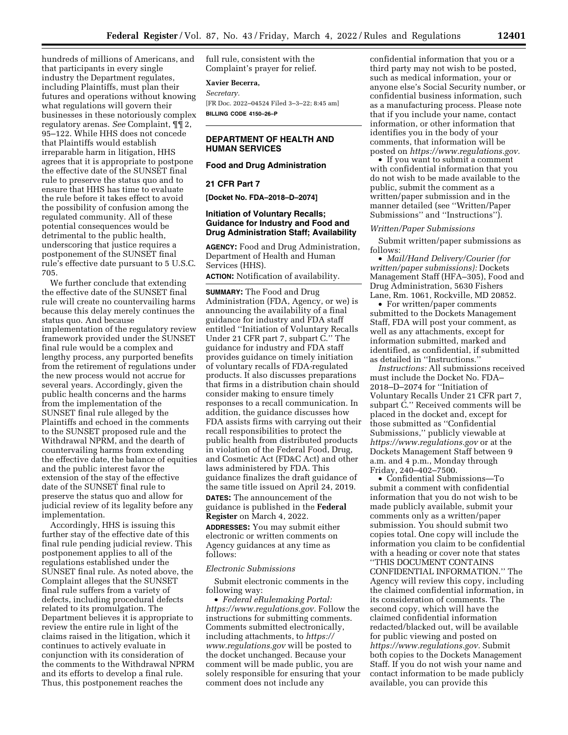hundreds of millions of Americans, and that participants in every single industry the Department regulates, including Plaintiffs, must plan their futures and operations without knowing what regulations will govern their businesses in these notoriously complex regulatory arenas. *See* Complaint, ¶¶ 2, 95–122. While HHS does not concede that Plaintiffs would establish irreparable harm in litigation, HHS agrees that it is appropriate to postpone the effective date of the SUNSET final rule to preserve the status quo and to ensure that HHS has time to evaluate the rule before it takes effect to avoid the possibility of confusion among the regulated community. All of these potential consequences would be detrimental to the public health, underscoring that justice requires a postponement of the SUNSET final rule's effective date pursuant to 5 U.S.C. 705.

We further conclude that extending the effective date of the SUNSET final rule will create no countervailing harms because this delay merely continues the status quo. And because implementation of the regulatory review framework provided under the SUNSET final rule would be a complex and lengthy process, any purported benefits from the retirement of regulations under the new process would not accrue for several years. Accordingly, given the public health concerns and the harms from the implementation of the SUNSET final rule alleged by the Plaintiffs and echoed in the comments to the SUNSET proposed rule and the Withdrawal NPRM, and the dearth of countervailing harms from extending the effective date, the balance of equities and the public interest favor the extension of the stay of the effective date of the SUNSET final rule to preserve the status quo and allow for judicial review of its legality before any implementation.

Accordingly, HHS is issuing this further stay of the effective date of this final rule pending judicial review. This postponement applies to all of the regulations established under the SUNSET final rule. As noted above, the Complaint alleges that the SUNSET final rule suffers from a variety of defects, including procedural defects related to its promulgation. The Department believes it is appropriate to review the entire rule in light of the claims raised in the litigation, which it continues to actively evaluate in conjunction with its consideration of the comments to the Withdrawal NPRM and its efforts to develop a final rule. Thus, this postponement reaches the full rule, consistent with the Complaint's prayer for relief.

**Xavier Becerra,**

*Secretary.*

[FR Doc. 2022–04524 Filed 3–3–22; 8:45 am]

**BILLING CODE 4150–26–P**

---

## DEPARTMENT OF HEALTH AND HUMAN SERVICES

### Food and Drug Administration

### 21 CFR Part 7

**[Docket No. FDA–2018–D–2074]**

### Initiation of Voluntary Recalls; Guidance for Industry and Food and Drug Administration Staff; Availability

**AGENCY:** Food and Drug Administration, Department of Health and Human Services (HHS).

**ACTION:** Notification of availability.

**SUMMARY:** The Food and Drug Administration (FDA, Agency, or we) is announcing the availability of a final guidance for industry and FDA staff entitled ''Initiation of Voluntary Recalls Under 21 CFR part 7, subpart C.'' The guidance for industry and FDA staff provides guidance on timely initiation of voluntary recalls of FDA-regulated products. It also discusses preparations that firms in a distribution chain should consider making to ensure timely responses to a recall communication. In addition, the guidance discusses how FDA assists firms with carrying out their recall responsibilities to protect the public health from distributed products in violation of the Federal Food, Drug, and Cosmetic Act (FD&C Act) and other laws administered by FDA. This guidance finalizes the draft guidance of the same title issued on April 24, 2019.

**DATES:** The announcement of the guidance is published in the **Federal Register** on March 4, 2022.

**ADDRESSES:** You may submit either electronic or written comments on Agency guidances at any time as follows:

*Electronic Submissions*

Submit electronic comments in the following way:

- *Federal eRulemaking Portal: https://www.regulations.gov.* Follow the instructions for submitting comments. Comments submitted electronically, including attachments, to *https://www.regulations.gov* will be posted to the docket unchanged. Because your comment will be made public, you are solely responsible for ensuring that your comment does not include any confidential information that you or a third party may not wish to be posted, such as medical information, your or anyone else's Social Security number, or confidential business information, such as a manufacturing process. Please note that if you include your name, contact information, or other information that identifies you in the body of your comments, that information will be posted on *https://www.regulations.gov.*
- If you want to submit a comment with confidential information that you do not wish to be made available to the public, submit the comment as a written/paper submission and in the manner detailed (see ''Written/Paper Submissions'' and ''Instructions'').

*Written/Paper Submissions*

Submit written/paper submissions as follows:

- *Mail/Hand Delivery/Courier (for written/paper submissions):* Dockets Management Staff (HFA–305), Food and Drug Administration, 5630 Fishers Lane, Rm. 1061, Rockville, MD 20852.
- For written/paper comments submitted to the Dockets Management Staff, FDA will post your comment, as well as any attachments, except for information submitted, marked and identified, as confidential, if submitted as detailed in ''Instructions.''

*Instructions:* All submissions received must include the Docket No. FDA–2018–D–2074 for ''Initiation of Voluntary Recalls Under 21 CFR part 7, subpart C.'' Received comments will be placed in the docket and, except for those submitted as ''Confidential Submissions,'' publicly viewable at *https://www.regulations.gov* or at the Dockets Management Staff between 9 a.m. and 4 p.m., Monday through Friday, 240–402–7500.

- Confidential Submissions—To submit a comment with confidential information that you do not wish to be made publicly available, submit your comments only as a written/paper submission. You should submit two copies total. One copy will include the information you claim to be confidential with a heading or cover note that states ''THIS DOCUMENT CONTAINS CONFIDENTIAL INFORMATION.'' The Agency will review this copy, including the claimed confidential information, in its consideration of comments. The second copy, which will have the claimed confidential information redacted/blacked out, will be available for public viewing and posted on *https://www.regulations.gov.* Submit both copies to the Dockets Management Staff. If you do not wish your name and contact information to be made publicly available, you can provide this